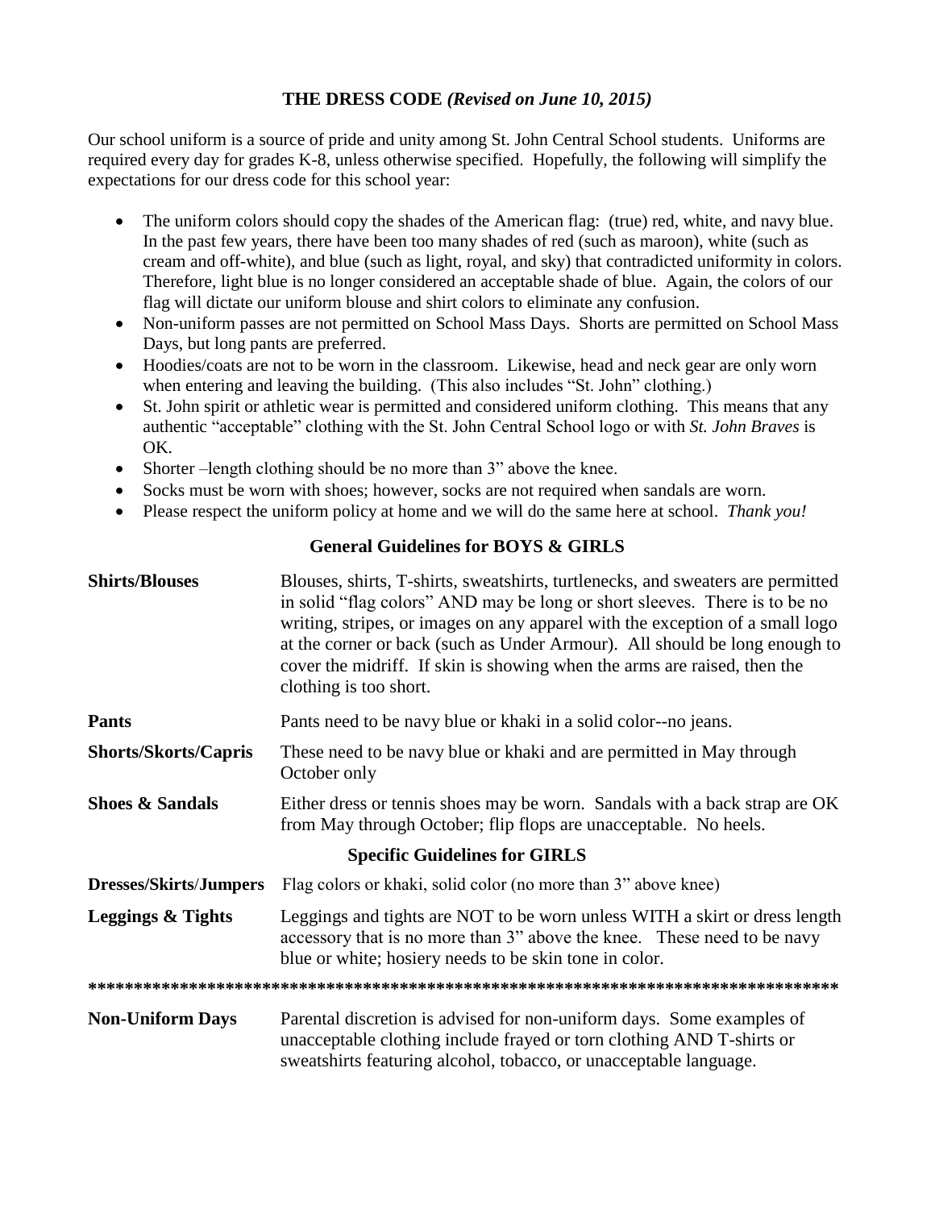# THE DRESS CODE *(Revised on June 10, 2015)*

Our school uniform is a source of pride and unity among St. John Central School students. Uniforms are required every day for grades K-8, unless otherwise specified. Hopefully, the following will simplify the expectations for our dress code for this school year:

- The uniform colors should copy the shades of the American flag: (true) red, white, and navy blue. In the past few years, there have been too many shades of red (such as maroon), white (such as cream and off-white), and blue (such as light, royal, and sky) that contradicted uniformity in colors. Therefore, light blue is no longer considered an acceptable shade of blue. Again, the colors of our flag will dictate our uniform blouse and shirt colors to eliminate any confusion.
- Non-uniform passes are not permitted on School Mass Days. Shorts are permitted on School Mass Days, but long pants are preferred.
- Hoodies/coats are not to be worn in the classroom. Likewise, head and neck gear are only worn when entering and leaving the building. (This also includes "St. John" clothing.)
- St. John spirit or athletic wear is permitted and considered uniform clothing. This means that any authentic "acceptable" clothing with the St. John Central School logo or with *St. John Braves* is OK.
- Shorter –length clothing should be no more than 3" above the knee.
- Socks must be worn with shoes; however, socks are not required when sandals are worn.
- Please respect the uniform policy at home and we will do the same here at school. *Thank you!*

## General Guidelines for BOYS & GIRLS

| | |
|---|---|
| **Shirts/Blouses** | Blouses, shirts, T-shirts, sweatshirts, turtlenecks, and sweaters are permitted in solid "flag colors" AND may be long or short sleeves. There is to be no writing, stripes, or images on any apparel with the exception of a small logo at the corner or back (such as Under Armour). All should be long enough to cover the midriff. If skin is showing when the arms are raised, then the clothing is too short. |
| **Pants** | Pants need to be navy blue or khaki in a solid color--no jeans. |
| **Shorts/Skorts/Capris** | These need to be navy blue or khaki and are permitted in May through October only |
| **Shoes & Sandals** | Either dress or tennis shoes may be worn. Sandals with a back strap are OK from May through October; flip flops are unacceptable. No heels. |

## Specific Guidelines for GIRLS

| | |
|---|---|
| **Dresses/Skirts/Jumpers** | Flag colors or khaki, solid color (no more than 3" above knee) |
| **Leggings & Tights** | Leggings and tights are NOT to be worn unless WITH a skirt or dress length accessory that is no more than 3" above the knee. These need to be navy blue or white; hosiery needs to be skin tone in color. |

********************************************************************************

| | |
|---|---|
| **Non-Uniform Days** | Parental discretion is advised for non-uniform days. Some examples of unacceptable clothing include frayed or torn clothing AND T-shirts or sweatshirts featuring alcohol, tobacco, or unacceptable language. |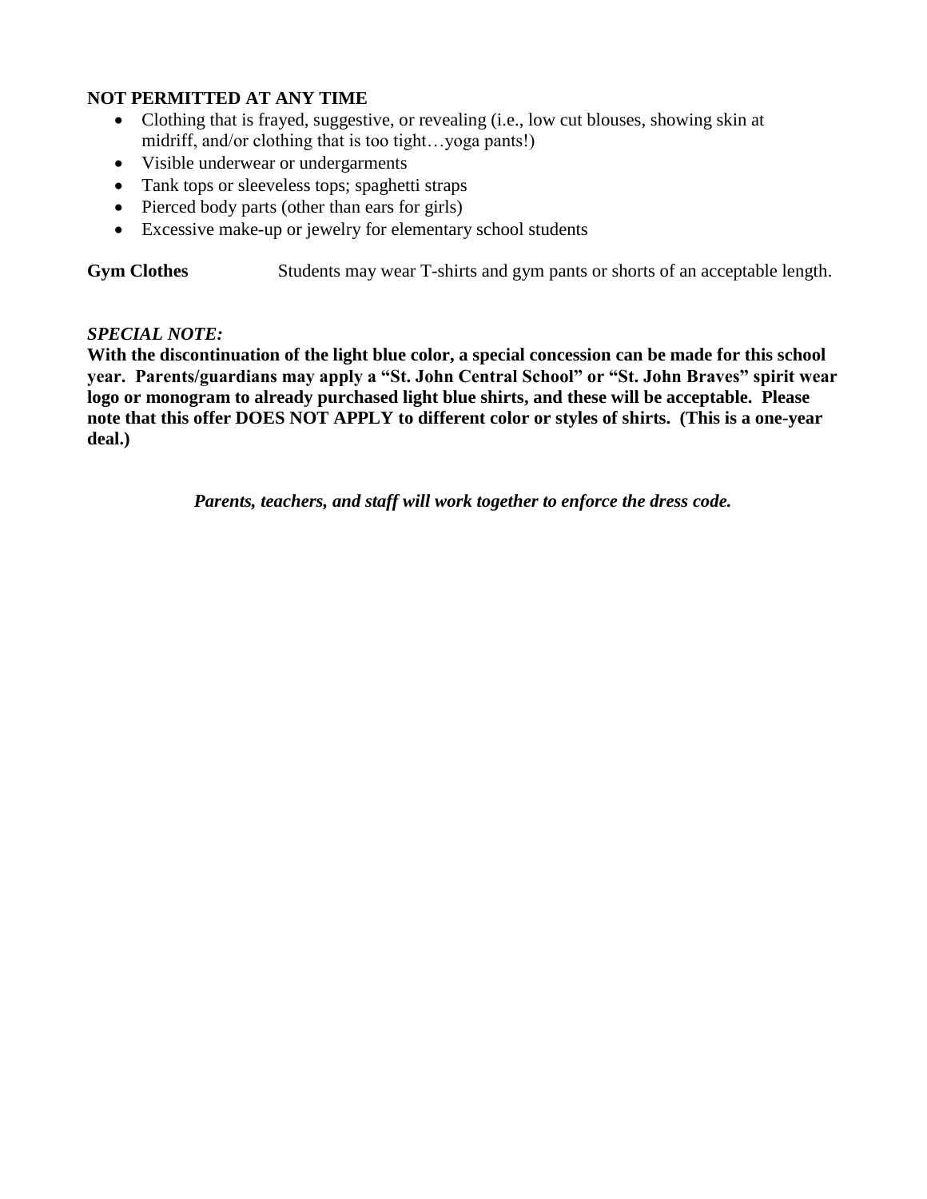**NOT PERMITTED AT ANY TIME**

- Clothing that is frayed, suggestive, or revealing (i.e., low cut blouses, showing skin at midriff, and/or clothing that is too tight…yoga pants!)
- Visible underwear or undergarments
- Tank tops or sleeveless tops; spaghetti straps
- Pierced body parts (other than ears for girls)
- Excessive make-up or jewelry for elementary school students

**Gym Clothes** Students may wear T-shirts and gym pants or shorts of an acceptable length.

***SPECIAL NOTE:***

**With the discontinuation of the light blue color, a special concession can be made for this school year. Parents/guardians may apply a "St. John Central School" or "St. John Braves" spirit wear logo or monogram to already purchased light blue shirts, and these will be acceptable. Please note that this offer DOES NOT APPLY to different color or styles of shirts. (This is a one-year deal.)**

***Parents, teachers, and staff will work together to enforce the dress code.***